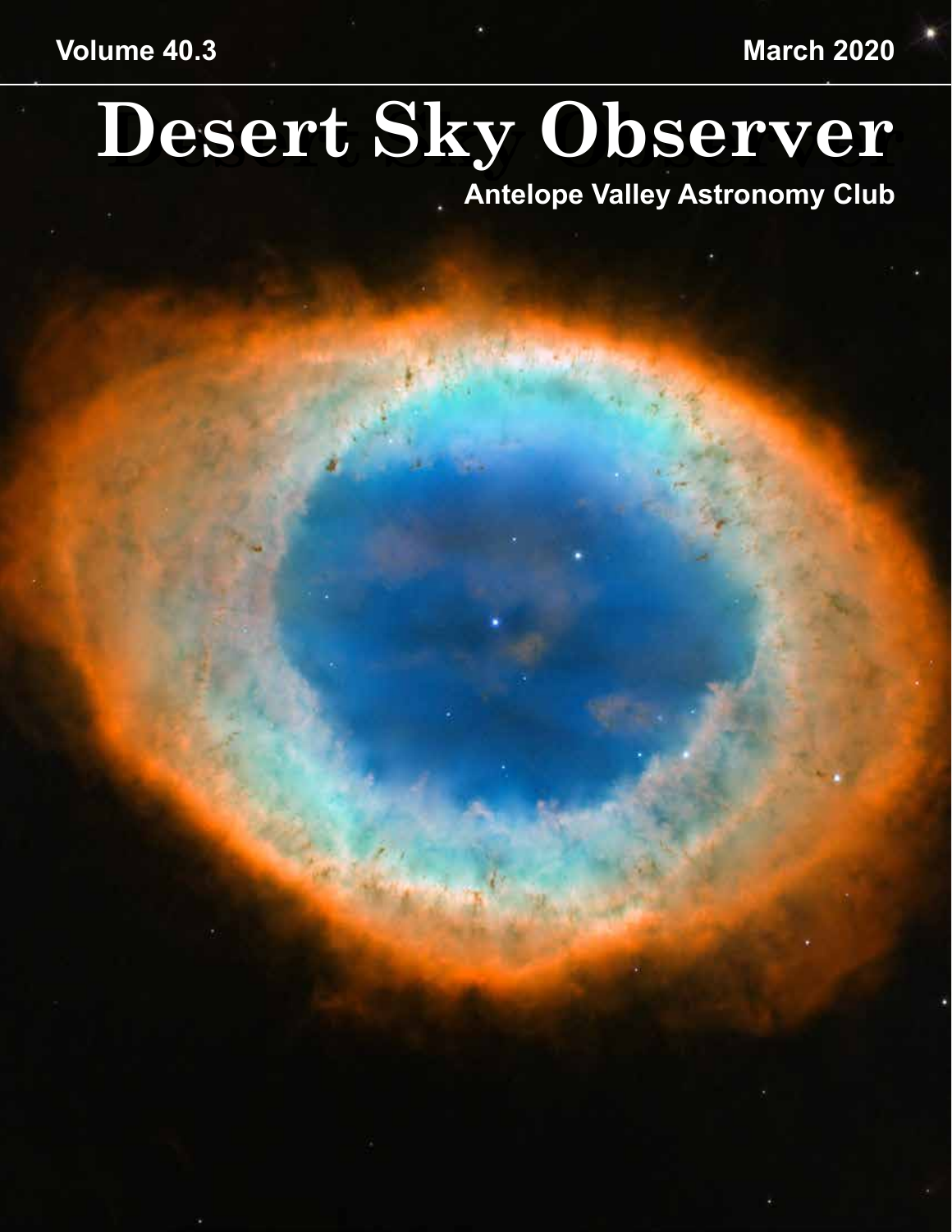Volume 40.3 March 2020

# Desert Sky Observer

**Antelope Valley Astronomy Club**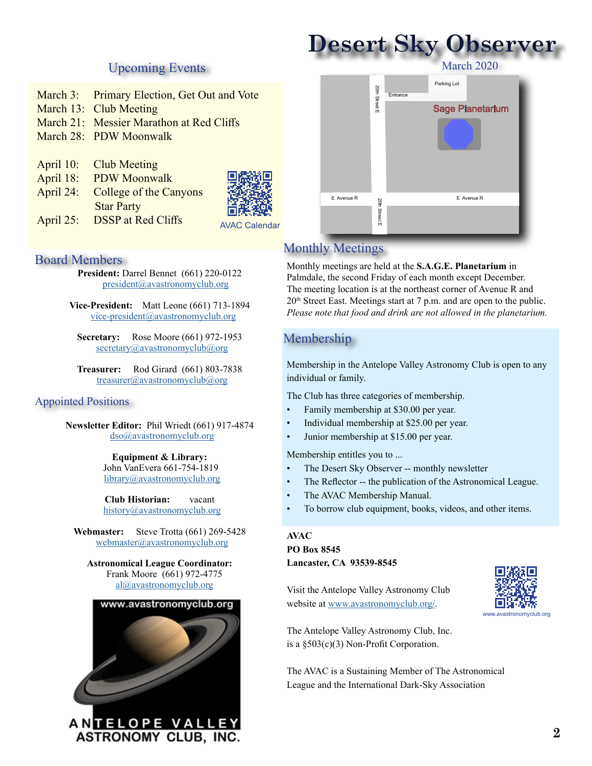# Desert Sky Observer

March 2020

## Upcoming Events

March 3: Primary Election, Get Out and Vote
March 13: Club Meeting
March 21: Messier Marathon at Red Cliffs
March 28: PDW Moonwalk

April 10: Club Meeting
April 18: PDW Moonwalk
April 24: College of the Canyons Star Party
April 25: DSSP at Red Cliffs

AVAC Calendar

## Board Members

**President:** Darrel Bennet (661) 220-0122
president@avastronomyclub.org

**Vice-President:** Matt Leone (661) 713-1894
vice-president@avastronomyclub.org

**Secretary:** Rose Moore (661) 972-1953
secretary@avastronomyclub@org

**Treasurer:** Rod Girard (661) 803-7838
treasurer@avastronomyclub@org

## Appointed Positions

**Newsletter Editor:** Phil Wriedt (661) 917-4874
dso@avastronomyclub.org

**Equipment & Library:**
John VanEvera 661-754-1819
library@avastronomyclub.org

**Club Historian:** vacant
history@avastronomyclub.org

**Webmaster:** Steve Trotta (661) 269-5428
webmaster@avastronomyclub.org

**Astronomical League Coordinator:**
Frank Moore (661) 972-4775
al@avastronomyclub.org

www.avastronomyclub.org

ANTELOPE VALLEY ASTRONOMY CLUB, INC.

## Monthly Meetings

Monthly meetings are held at the **S.A.G.E. Planetarium** in Palmdale, the second Friday of each month except December. The meeting location is at the northeast corner of Avenue R and 20th Street East. Meetings start at 7 p.m. and are open to the public. *Please note that food and drink are not allowed in the planetarium.*

## Membership

Membership in the Antelope Valley Astronomy Club is open to any individual or family.

The Club has three categories of membership.

- Family membership at $30.00 per year.
- Individual membership at $25.00 per year.
- Junior membership at $15.00 per year.

Membership entitles you to ...

- The Desert Sky Observer -- monthly newsletter
- The Reflector -- the publication of the Astronomical League.
- The AVAC Membership Manual.
- To borrow club equipment, books, videos, and other items.

**AVAC**
**PO Box 8545**
**Lancaster, CA 93539-8545**

Visit the Antelope Valley Astronomy Club website at www.avastronomyclub.org/.

www.avastronomyclub.org

The Antelope Valley Astronomy Club, Inc. is a §503(c)(3) Non-Profit Corporation.

The AVAC is a Sustaining Member of The Astronomical League and the International Dark-Sky Association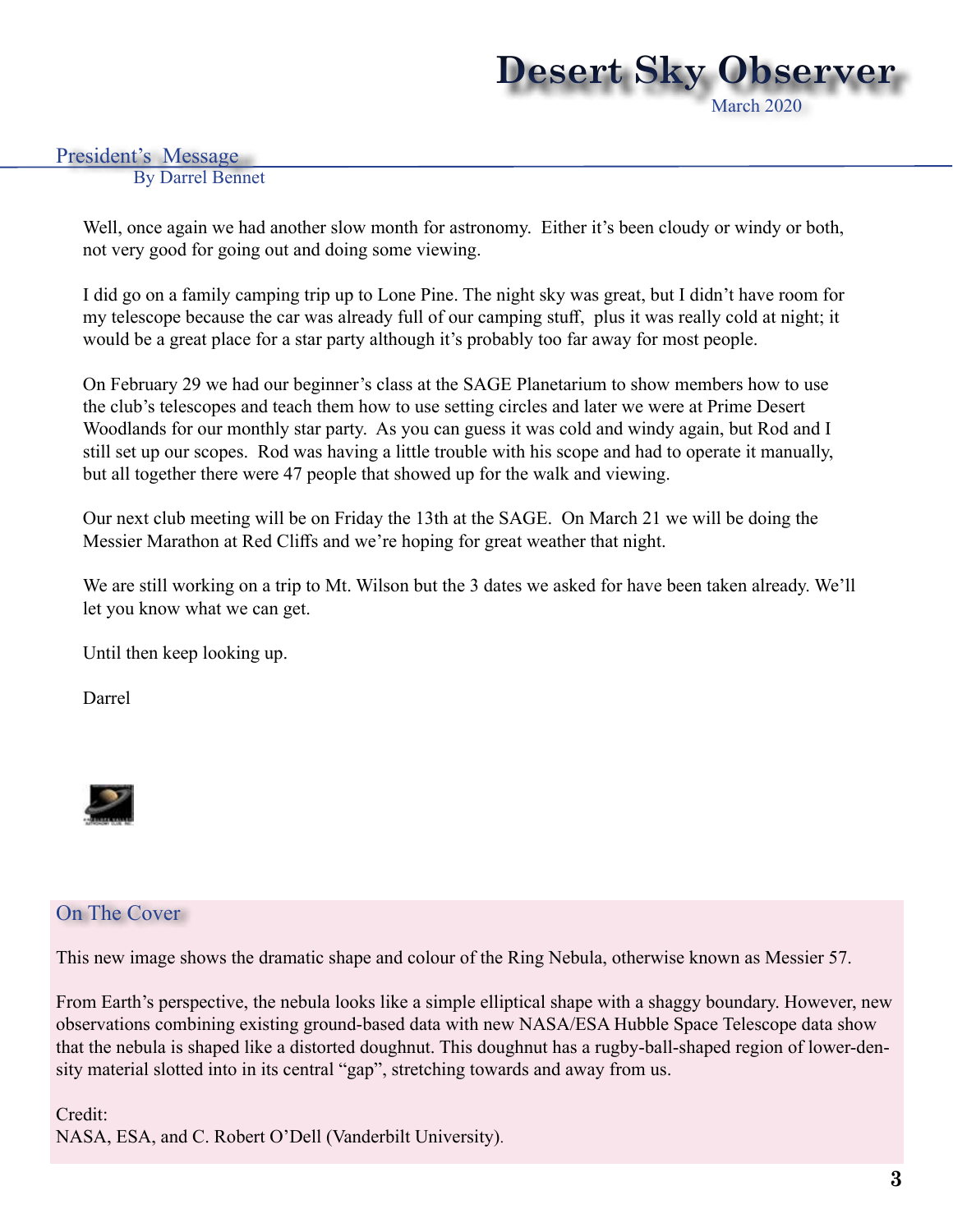## President's Message

By Darrel Bennet

Well, once again we had another slow month for astronomy. Either it's been cloudy or windy or both, not very good for going out and doing some viewing.

I did go on a family camping trip up to Lone Pine. The night sky was great, but I didn't have room for my telescope because the car was already full of our camping stuff, plus it was really cold at night; it would be a great place for a star party although it's probably too far away for most people.

On February 29 we had our beginner's class at the SAGE Planetarium to show members how to use the club's telescopes and teach them how to use setting circles and later we were at Prime Desert Woodlands for our monthly star party. As you can guess it was cold and windy again, but Rod and I still set up our scopes. Rod was having a little trouble with his scope and had to operate it manually, but all together there were 47 people that showed up for the walk and viewing.

Our next club meeting will be on Friday the 13th at the SAGE. On March 21 we will be doing the Messier Marathon at Red Cliffs and we're hoping for great weather that night.

We are still working on a trip to Mt. Wilson but the 3 dates we asked for have been taken already. We'll let you know what we can get.

Until then keep looking up.

Darrel

## On The Cover

This new image shows the dramatic shape and colour of the Ring Nebula, otherwise known as Messier 57.

From Earth's perspective, the nebula looks like a simple elliptical shape with a shaggy boundary. However, new observations combining existing ground-based data with new NASA/ESA Hubble Space Telescope data show that the nebula is shaped like a distorted doughnut. This doughnut has a rugby-ball-shaped region of lower-density material slotted into in its central "gap", stretching towards and away from us.

Credit:
NASA, ESA, and C. Robert O'Dell (Vanderbilt University).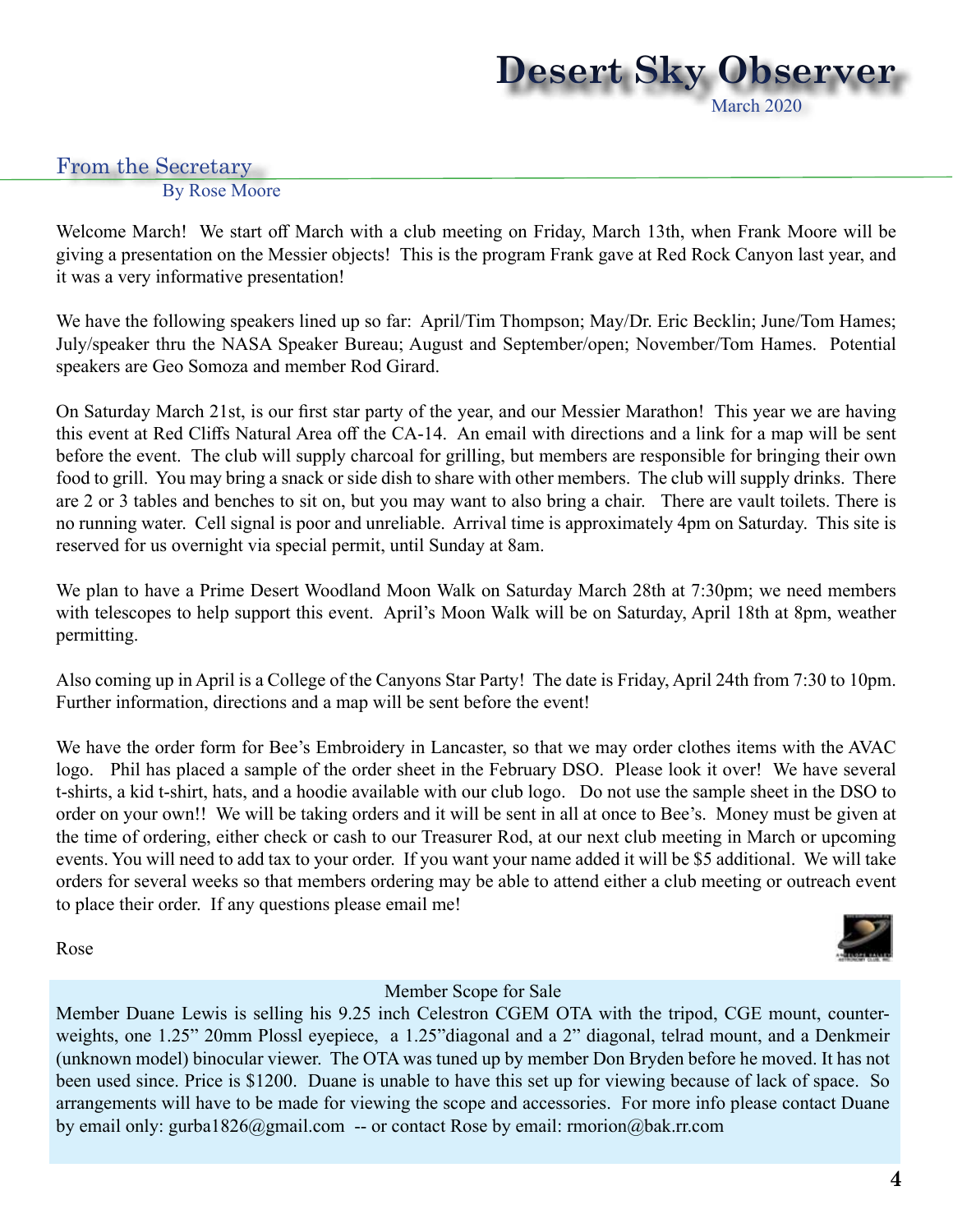## From the Secretary

By Rose Moore

Welcome March! We start off March with a club meeting on Friday, March 13th, when Frank Moore will be giving a presentation on the Messier objects! This is the program Frank gave at Red Rock Canyon last year, and it was a very informative presentation!

We have the following speakers lined up so far: April/Tim Thompson; May/Dr. Eric Becklin; June/Tom Hames; July/speaker thru the NASA Speaker Bureau; August and September/open; November/Tom Hames. Potential speakers are Geo Somoza and member Rod Girard.

On Saturday March 21st, is our first star party of the year, and our Messier Marathon! This year we are having this event at Red Cliffs Natural Area off the CA-14. An email with directions and a link for a map will be sent before the event. The club will supply charcoal for grilling, but members are responsible for bringing their own food to grill. You may bring a snack or side dish to share with other members. The club will supply drinks. There are 2 or 3 tables and benches to sit on, but you may want to also bring a chair. There are vault toilets. There is no running water. Cell signal is poor and unreliable. Arrival time is approximately 4pm on Saturday. This site is reserved for us overnight via special permit, until Sunday at 8am.

We plan to have a Prime Desert Woodland Moon Walk on Saturday March 28th at 7:30pm; we need members with telescopes to help support this event. April's Moon Walk will be on Saturday, April 18th at 8pm, weather permitting.

Also coming up in April is a College of the Canyons Star Party! The date is Friday, April 24th from 7:30 to 10pm. Further information, directions and a map will be sent before the event!

We have the order form for Bee's Embroidery in Lancaster, so that we may order clothes items with the AVAC logo. Phil has placed a sample of the order sheet in the February DSO. Please look it over! We have several t-shirts, a kid t-shirt, hats, and a hoodie available with our club logo. Do not use the sample sheet in the DSO to order on your own!! We will be taking orders and it will be sent in all at once to Bee's. Money must be given at the time of ordering, either check or cash to our Treasurer Rod, at our next club meeting in March or upcoming events. You will need to add tax to your order. If you want your name added it will be $5 additional. We will take orders for several weeks so that members ordering may be able to attend either a club meeting or outreach event to place their order. If any questions please email me!

Rose

### Member Scope for Sale

Member Duane Lewis is selling his 9.25 inch Celestron CGEM OTA with the tripod, CGE mount, counter-weights, one 1.25" 20mm Plossl eyepiece, a 1.25"diagonal and a 2" diagonal, telrad mount, and a Denkmeir (unknown model) binocular viewer. The OTA was tuned up by member Don Bryden before he moved. It has not been used since. Price is $1200. Duane is unable to have this set up for viewing because of lack of space. So arrangements will have to be made for viewing the scope and accessories. For more info please contact Duane by email only: gurba1826@gmail.com -- or contact Rose by email: rmorion@bak.rr.com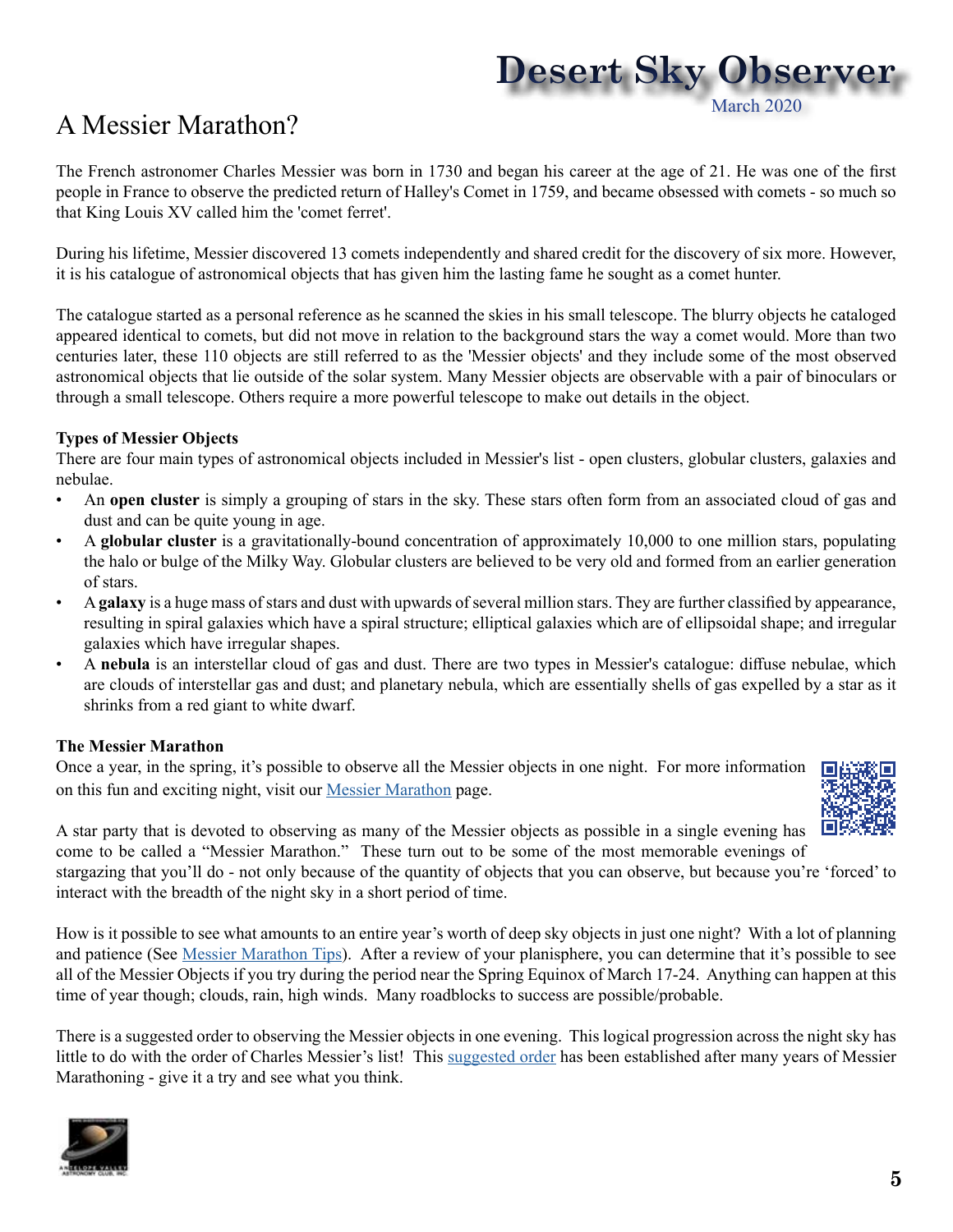# A Messier Marathon?

The French astronomer Charles Messier was born in 1730 and began his career at the age of 21. He was one of the first people in France to observe the predicted return of Halley's Comet in 1759, and became obsessed with comets - so much so that King Louis XV called him the 'comet ferret'.

During his lifetime, Messier discovered 13 comets independently and shared credit for the discovery of six more. However, it is his catalogue of astronomical objects that has given him the lasting fame he sought as a comet hunter.

The catalogue started as a personal reference as he scanned the skies in his small telescope. The blurry objects he cataloged appeared identical to comets, but did not move in relation to the background stars the way a comet would. More than two centuries later, these 110 objects are still referred to as the 'Messier objects' and they include some of the most observed astronomical objects that lie outside of the solar system. Many Messier objects are observable with a pair of binoculars or through a small telescope. Others require a more powerful telescope to make out details in the object.

**Types of Messier Objects**

There are four main types of astronomical objects included in Messier's list - open clusters, globular clusters, galaxies and nebulae.

- An **open cluster** is simply a grouping of stars in the sky. These stars often form from an associated cloud of gas and dust and can be quite young in age.
- A **globular cluster** is a gravitationally-bound concentration of approximately 10,000 to one million stars, populating the halo or bulge of the Milky Way. Globular clusters are believed to be very old and formed from an earlier generation of stars.
- A **galaxy** is a huge mass of stars and dust with upwards of several million stars. They are further classified by appearance, resulting in spiral galaxies which have a spiral structure; elliptical galaxies which are of ellipsoidal shape; and irregular galaxies which have irregular shapes.
- A **nebula** is an interstellar cloud of gas and dust. There are two types in Messier's catalogue: diffuse nebulae, which are clouds of interstellar gas and dust; and planetary nebula, which are essentially shells of gas expelled by a star as it shrinks from a red giant to white dwarf.

**The Messier Marathon**

Once a year, in the spring, it's possible to observe all the Messier objects in one night. For more information on this fun and exciting night, visit our Messier Marathon page.

A star party that is devoted to observing as many of the Messier objects as possible in a single evening has come to be called a "Messier Marathon." These turn out to be some of the most memorable evenings of stargazing that you'll do - not only because of the quantity of objects that you can observe, but because you're 'forced' to interact with the breadth of the night sky in a short period of time.

How is it possible to see what amounts to an entire year's worth of deep sky objects in just one night? With a lot of planning and patience (See Messier Marathon Tips). After a review of your planisphere, you can determine that it's possible to see all of the Messier Objects if you try during the period near the Spring Equinox of March 17-24. Anything can happen at this time of year though; clouds, rain, high winds. Many roadblocks to success are possible/probable.

There is a suggested order to observing the Messier objects in one evening. This logical progression across the night sky has little to do with the order of Charles Messier's list! This suggested order has been established after many years of Messier Marathoning - give it a try and see what you think.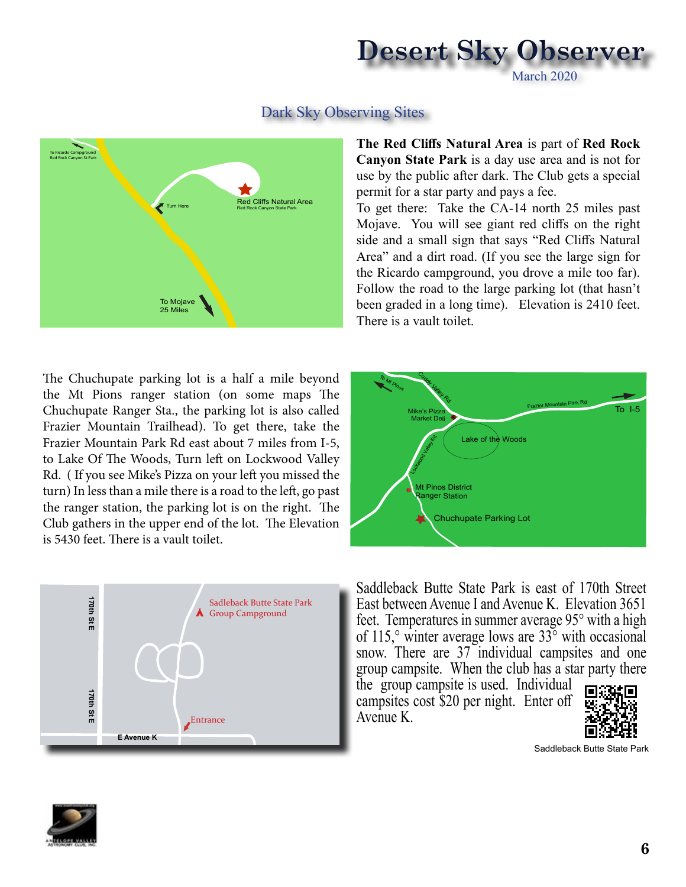## Dark Sky Observing Sites

**The Red Cliffs Natural Area** is part of **Red Rock Canyon State Park** is a day use area and is not for use by the public after dark. The Club gets a special permit for a star party and pays a fee.

To get there: Take the CA-14 north 25 miles past Mojave. You will see giant red cliffs on the right side and a small sign that says "Red Cliffs Natural Area" and a dirt road. (If you see the large sign for the Ricardo campground, you drove a mile too far). Follow the road to the large parking lot (that hasn't been graded in a long time). Elevation is 2410 feet. There is a vault toilet.

The Chuchupate parking lot is a half a mile beyond the Mt Pions ranger station (on some maps The Chuchupate Ranger Sta., the parking lot is also called Frazier Mountain Trailhead). To get there, take the Frazier Mountain Park Rd east about 7 miles from I-5, to Lake Of The Woods, Turn left on Lockwood Valley Rd. ( If you see Mike's Pizza on your left you missed the turn) In less than a mile there is a road to the left, go past the ranger station, the parking lot is on the right. The Club gathers in the upper end of the lot. The Elevation is 5430 feet. There is a vault toilet.

Saddleback Butte State Park is east of 170th Street East between Avenue I and Avenue K. Elevation 3651 feet. Temperatures in summer average 95° with a high of 115,° winter average lows are 33° with occasional snow. There are 37 individual campsites and one group campsite. When the club has a star party there the group campsite is used. Individual campsites cost $20 per night. Enter off Avenue K.

Saddleback Butte State Park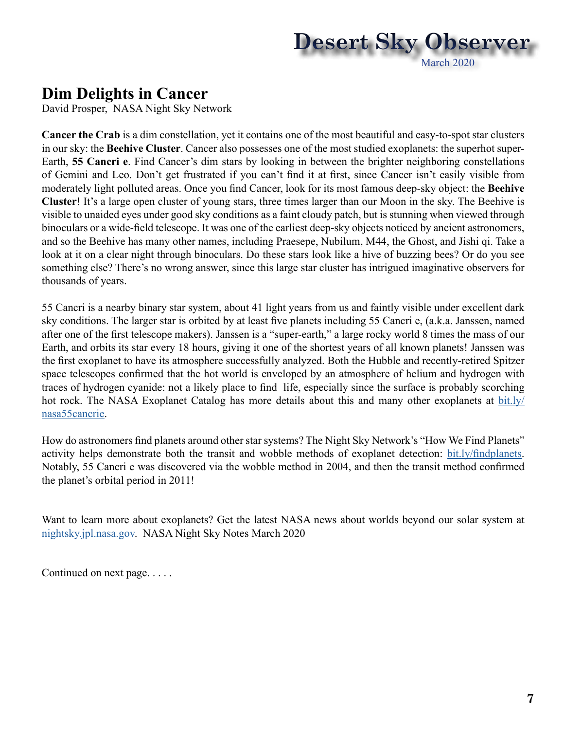## Dim Delights in Cancer

David Prosper, NASA Night Sky Network

**Cancer the Crab** is a dim constellation, yet it contains one of the most beautiful and easy-to-spot star clusters in our sky: the **Beehive Cluster**. Cancer also possesses one of the most studied exoplanets: the superhot super-Earth, **55 Cancri e**. Find Cancer's dim stars by looking in between the brighter neighboring constellations of Gemini and Leo. Don't get frustrated if you can't find it at first, since Cancer isn't easily visible from moderately light polluted areas. Once you find Cancer, look for its most famous deep-sky object: the **Beehive Cluster**! It's a large open cluster of young stars, three times larger than our Moon in the sky. The Beehive is visible to unaided eyes under good sky conditions as a faint cloudy patch, but is stunning when viewed through binoculars or a wide-field telescope. It was one of the earliest deep-sky objects noticed by ancient astronomers, and so the Beehive has many other names, including Praesepe, Nubilum, M44, the Ghost, and Jishi qi. Take a look at it on a clear night through binoculars. Do these stars look like a hive of buzzing bees? Or do you see something else? There's no wrong answer, since this large star cluster has intrigued imaginative observers for thousands of years.

55 Cancri is a nearby binary star system, about 41 light years from us and faintly visible under excellent dark sky conditions. The larger star is orbited by at least five planets including 55 Cancri e, (a.k.a. Janssen, named after one of the first telescope makers). Janssen is a "super-earth," a large rocky world 8 times the mass of our Earth, and orbits its star every 18 hours, giving it one of the shortest years of all known planets! Janssen was the first exoplanet to have its atmosphere successfully analyzed. Both the Hubble and recently-retired Spitzer space telescopes confirmed that the hot world is enveloped by an atmosphere of helium and hydrogen with traces of hydrogen cyanide: not a likely place to find life, especially since the surface is probably scorching hot rock. The NASA Exoplanet Catalog has more details about this and many other exoplanets at bit.ly/nasa55cancrie.

How do astronomers find planets around other star systems? The Night Sky Network's "How We Find Planets" activity helps demonstrate both the transit and wobble methods of exoplanet detection: bit.ly/findplanets. Notably, 55 Cancri e was discovered via the wobble method in 2004, and then the transit method confirmed the planet's orbital period in 2011!

Want to learn more about exoplanets? Get the latest NASA news about worlds beyond our solar system at nightsky.jpl.nasa.gov. NASA Night Sky Notes March 2020

Continued on next page. . . . .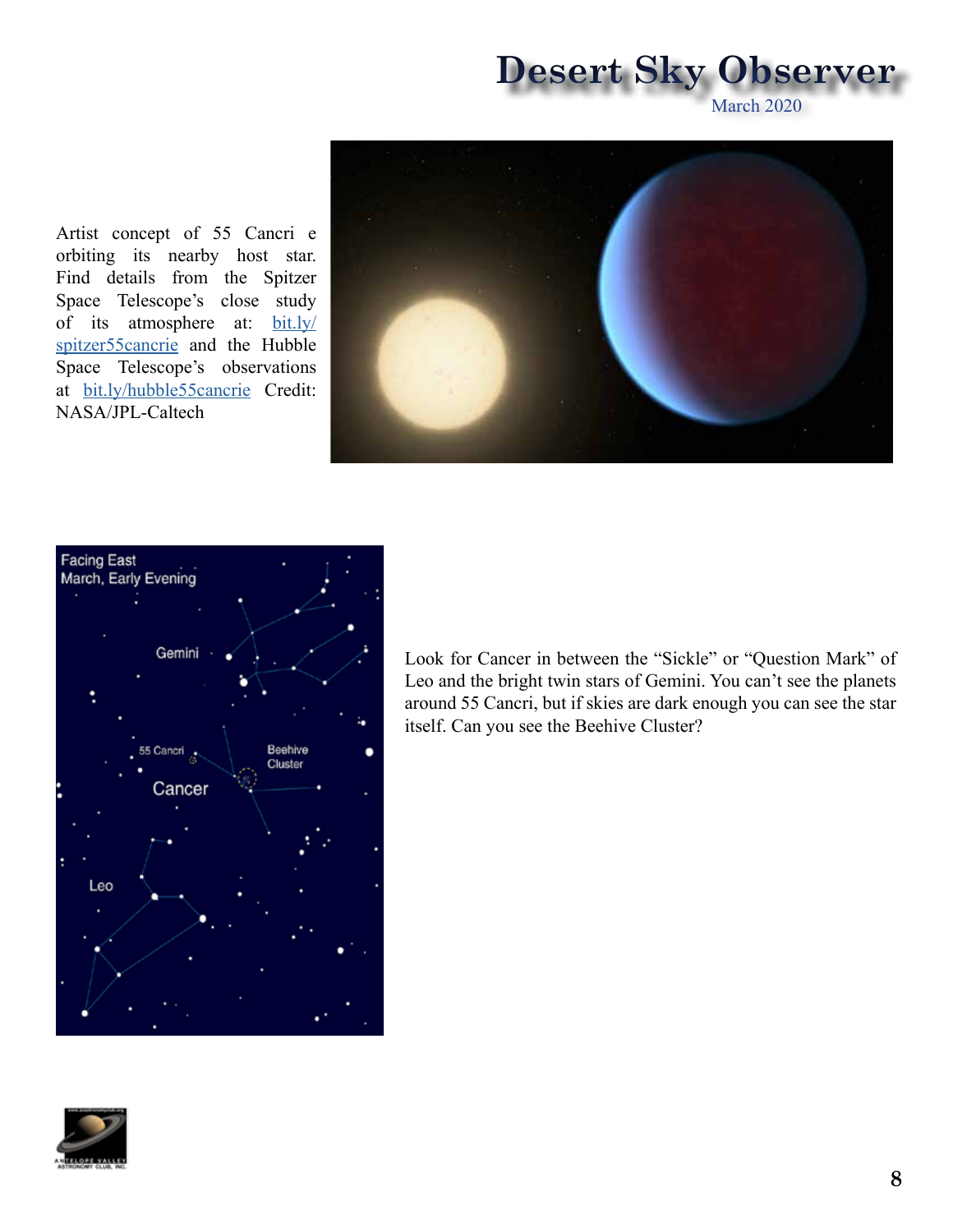Artist concept of 55 Cancri e orbiting its nearby host star. Find details from the Spitzer Space Telescope's close study of its atmosphere at: bit.ly/spitzer55cancrie and the Hubble Space Telescope's observations at bit.ly/hubble55cancrie Credit: NASA/JPL-Caltech

Look for Cancer in between the "Sickle" or "Question Mark" of Leo and the bright twin stars of Gemini. You can't see the planets around 55 Cancri, but if skies are dark enough you can see the star itself. Can you see the Beehive Cluster?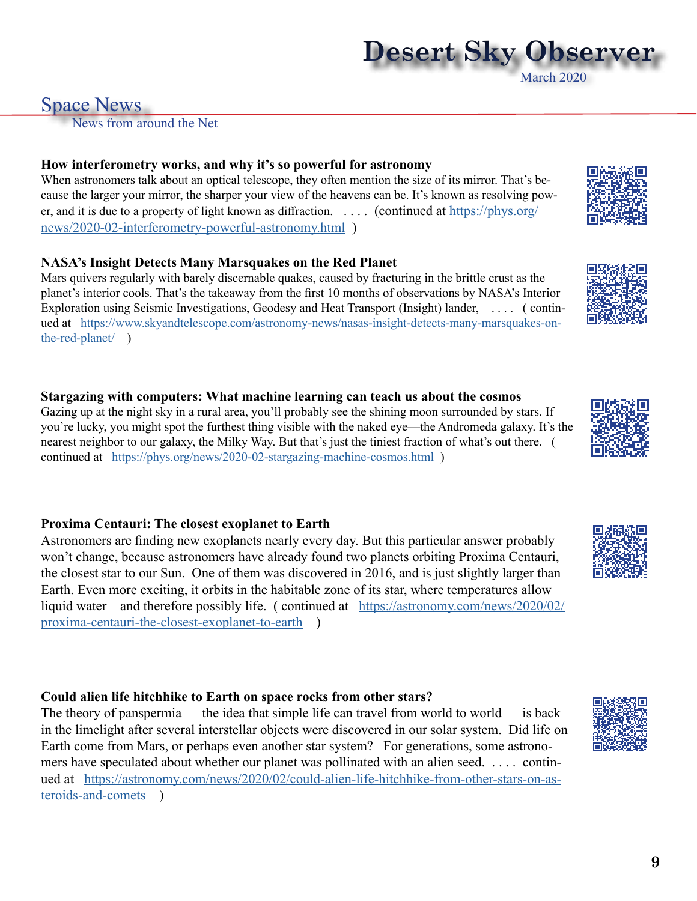## Space News

News from around the Net

**How interferometry works, and why it's so powerful for astronomy**

When astronomers talk about an optical telescope, they often mention the size of its mirror. That's because the larger your mirror, the sharper your view of the heavens can be. It's known as resolving power, and it is due to a property of light known as diffraction. . . . . (continued at https://phys.org/news/2020-02-interferometry-powerful-astronomy.html )

**NASA's Insight Detects Many Marsquakes on the Red Planet**

Mars quivers regularly with barely discernable quakes, caused by fracturing in the brittle crust as the planet's interior cools. That's the takeaway from the first 10 months of observations by NASA's Interior Exploration using Seismic Investigations, Geodesy and Heat Transport (Insight) lander, . . . . ( continued at https://www.skyandtelescope.com/astronomy-news/nasas-insight-detects-many-marsquakes-on-the-red-planet/ )

**Stargazing with computers: What machine learning can teach us about the cosmos**

Gazing up at the night sky in a rural area, you'll probably see the shining moon surrounded by stars. If you're lucky, you might spot the furthest thing visible with the naked eye—the Andromeda galaxy. It's the nearest neighbor to our galaxy, the Milky Way. But that's just the tiniest fraction of what's out there. ( continued at https://phys.org/news/2020-02-stargazing-machine-cosmos.html )

**Proxima Centauri: The closest exoplanet to Earth**

Astronomers are finding new exoplanets nearly every day. But this particular answer probably won't change, because astronomers have already found two planets orbiting Proxima Centauri, the closest star to our Sun. One of them was discovered in 2016, and is just slightly larger than Earth. Even more exciting, it orbits in the habitable zone of its star, where temperatures allow liquid water – and therefore possibly life. ( continued at https://astronomy.com/news/2020/02/proxima-centauri-the-closest-exoplanet-to-earth )

**Could alien life hitchhike to Earth on space rocks from other stars?**

The theory of panspermia — the idea that simple life can travel from world to world — is back in the limelight after several interstellar objects were discovered in our solar system. Did life on Earth come from Mars, or perhaps even another star system? For generations, some astronomers have speculated about whether our planet was pollinated with an alien seed. . . . . continued at https://astronomy.com/news/2020/02/could-alien-life-hitchhike-from-other-stars-on-asteroids-and-comets )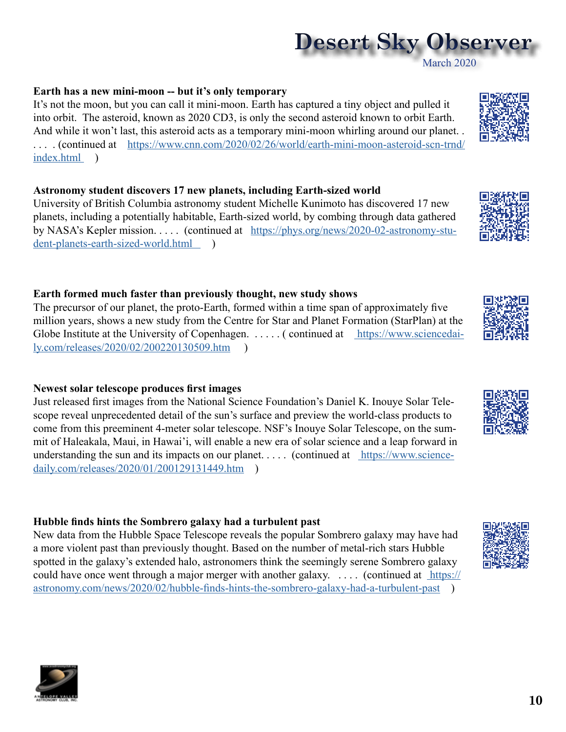**Earth has a new mini-moon -- but it's only temporary**

It's not the moon, but you can call it mini-moon. Earth has captured a tiny object and pulled it into orbit. The asteroid, known as 2020 CD3, is only the second asteroid known to orbit Earth. And while it won't last, this asteroid acts as a temporary mini-moon whirling around our planet. . . . . . (continued at https://www.cnn.com/2020/02/26/world/earth-mini-moon-asteroid-scn-trnd/index.html )

**Astronomy student discovers 17 new planets, including Earth-sized world**

University of British Columbia astronomy student Michelle Kunimoto has discovered 17 new planets, including a potentially habitable, Earth-sized world, by combing through data gathered by NASA's Kepler mission. . . . . (continued at https://phys.org/news/2020-02-astronomy-student-planets-earth-sized-world.html )

**Earth formed much faster than previously thought, new study shows**

The precursor of our planet, the proto-Earth, formed within a time span of approximately five million years, shows a new study from the Centre for Star and Planet Formation (StarPlan) at the Globe Institute at the University of Copenhagen. . . . . . ( continued at https://www.sciencedaily.com/releases/2020/02/200220130509.htm )

**Newest solar telescope produces first images**

Just released first images from the National Science Foundation's Daniel K. Inouye Solar Telescope reveal unprecedented detail of the sun's surface and preview the world-class products to come from this preeminent 4-meter solar telescope. NSF's Inouye Solar Telescope, on the summit of Haleakala, Maui, in Hawai'i, will enable a new era of solar science and a leap forward in understanding the sun and its impacts on our planet. . . . . (continued at https://www.sciencedaily.com/releases/2020/01/200129131449.htm )

**Hubble finds hints the Sombrero galaxy had a turbulent past**

New data from the Hubble Space Telescope reveals the popular Sombrero galaxy may have had a more violent past than previously thought. Based on the number of metal-rich stars Hubble spotted in the galaxy's extended halo, astronomers think the seemingly serene Sombrero galaxy could have once went through a major merger with another galaxy. . . . . (continued at https://astronomy.com/news/2020/02/hubble-finds-hints-the-sombrero-galaxy-had-a-turbulent-past )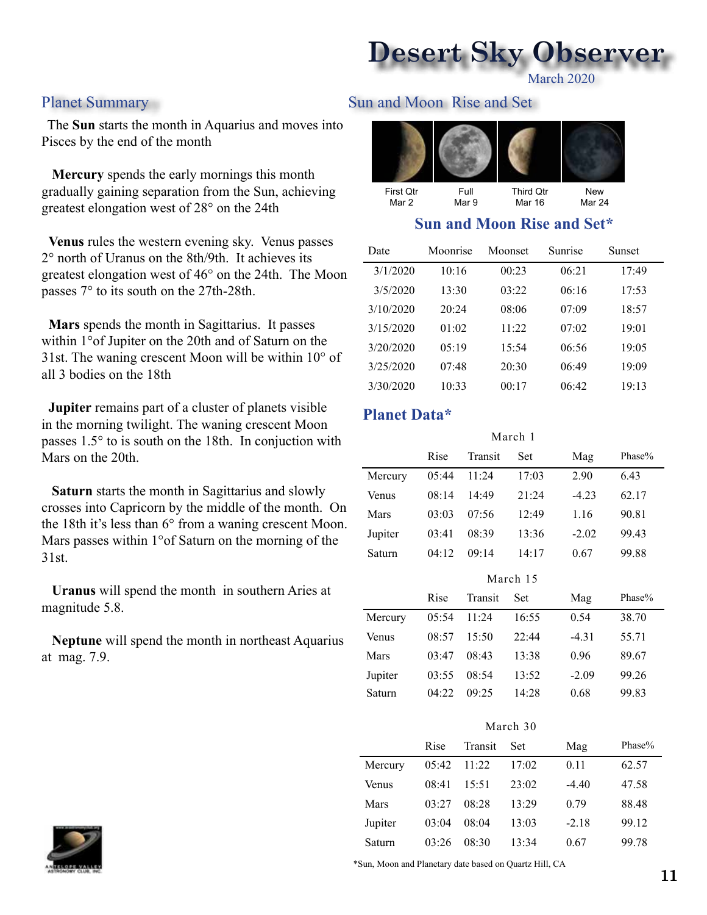# Desert Sky Observer

March 2020

## Planet Summary

The **Sun** starts the month in Aquarius and moves into Pisces by the end of the month

**Mercury** spends the early mornings this month gradually gaining separation from the Sun, achieving greatest elongation west of 28° on the 24th

**Venus** rules the western evening sky. Venus passes 2° north of Uranus on the 8th/9th. It achieves its greatest elongation west of 46° on the 24th. The Moon passes 7° to its south on the 27th-28th.

**Mars** spends the month in Sagittarius. It passes within 1°of Jupiter on the 20th and of Saturn on the 31st. The waning crescent Moon will be within 10° of all 3 bodies on the 18th

**Jupiter** remains part of a cluster of planets visible in the morning twilight. The waning crescent Moon passes 1.5° to is south on the 18th. In conjuction with Mars on the 20th.

**Saturn** starts the month in Sagittarius and slowly crosses into Capricorn by the middle of the month. On the 18th it's less than 6° from a waning crescent Moon. Mars passes within 1°of Saturn on the morning of the 31st.

**Uranus** will spend the month in southern Aries at magnitude 5.8.

**Neptune** will spend the month in northeast Aquarius at mag. 7.9.

## Sun and Moon Rise and Set

| First Qtr | Full | Third Qtr | New |
|---|---|---|---|
| Mar 2 | Mar 9 | Mar 16 | Mar 24 |

### Sun and Moon Rise and Set*

| Date | Moonrise | Moonset | Sunrise | Sunset |
|---|---|---|---|---|
| 3/1/2020 | 10:16 | 00:23 | 06:21 | 17:49 |
| 3/5/2020 | 13:30 | 03:22 | 06:16 | 17:53 |
| 3/10/2020 | 20:24 | 08:06 | 07:09 | 18:57 |
| 3/15/2020 | 01:02 | 11:22 | 07:02 | 19:01 |
| 3/20/2020 | 05:19 | 15:54 | 06:56 | 19:05 |
| 3/25/2020 | 07:48 | 20:30 | 06:49 | 19:09 |
| 3/30/2020 | 10:33 | 00:17 | 06:42 | 19:13 |

### Planet Data*

March 1

| | Rise | Transit | Set | Mag | Phase% |
|---|---|---|---|---|---|
| Mercury | 05:44 | 11:24 | 17:03 | 2.90 | 6.43 |
| Venus | 08:14 | 14:49 | 21:24 | -4.23 | 62.17 |
| Mars | 03:03 | 07:56 | 12:49 | 1.16 | 90.81 |
| Jupiter | 03:41 | 08:39 | 13:36 | -2.02 | 99.43 |
| Saturn | 04:12 | 09:14 | 14:17 | 0.67 | 99.88 |

March 15

| | Rise | Transit | Set | Mag | Phase% |
|---|---|---|---|---|---|
| Mercury | 05:54 | 11:24 | 16:55 | 0.54 | 38.70 |
| Venus | 08:57 | 15:50 | 22:44 | -4.31 | 55.71 |
| Mars | 03:47 | 08:43 | 13:38 | 0.96 | 89.67 |
| Jupiter | 03:55 | 08:54 | 13:52 | -2.09 | 99.26 |
| Saturn | 04:22 | 09:25 | 14:28 | 0.68 | 99.83 |

March 30

| | Rise | Transit | Set | Mag | Phase% |
|---|---|---|---|---|---|
| Mercury | 05:42 | 11:22 | 17:02 | 0.11 | 62.57 |
| Venus | 08:41 | 15:51 | 23:02 | -4.40 | 47.58 |
| Mars | 03:27 | 08:28 | 13:29 | 0.79 | 88.48 |
| Jupiter | 03:04 | 08:04 | 13:03 | -2.18 | 99.12 |
| Saturn | 03:26 | 08:30 | 13:34 | 0.67 | 99.78 |

*Sun, Moon and Planetary date based on Quartz Hill, CA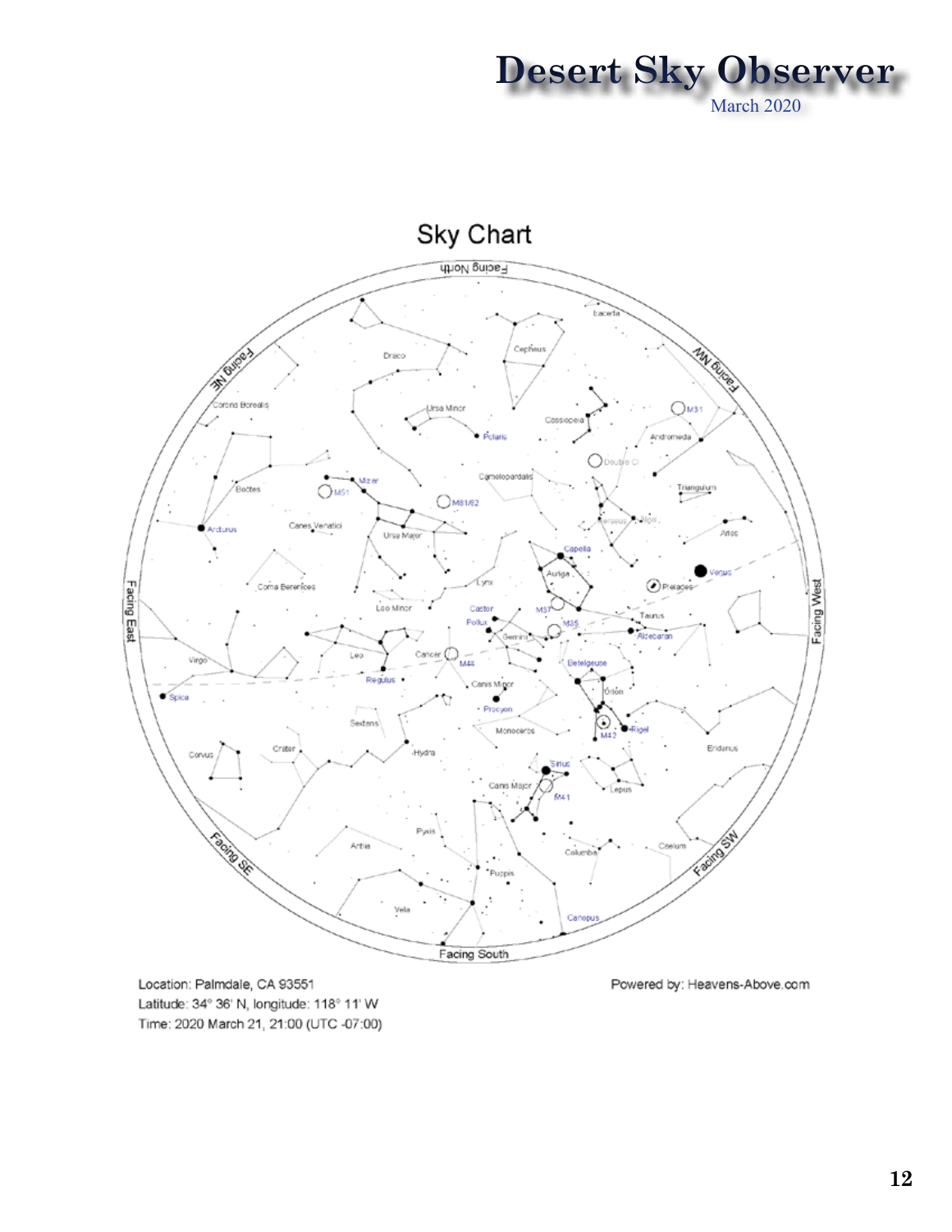## Sky Chart

Location: Palmdale, CA 93551
Latitude: 34° 36' N, longitude: 118° 11' W
Time: 2020 March 21, 21:00 (UTC -07:00)

Powered by: Heavens-Above.com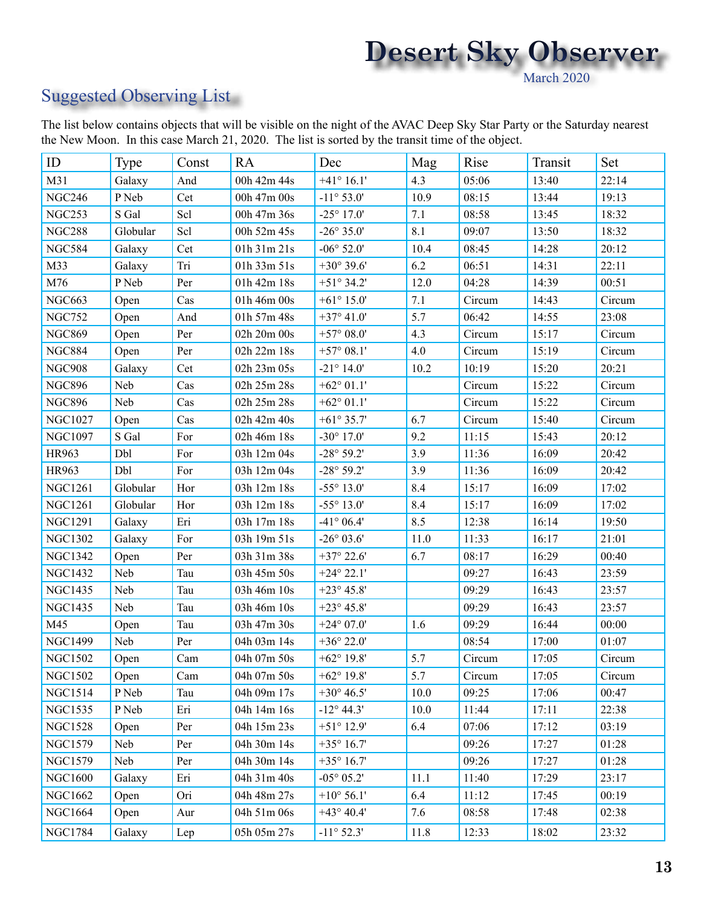## Suggested Observing List

The list below contains objects that will be visible on the night of the AVAC Deep Sky Star Party or the Saturday nearest the New Moon. In this case March 21, 2020. The list is sorted by the transit time of the object.

| ID | Type | Const | RA | Dec | Mag | Rise | Transit | Set |
|---|---|---|---|---|---|---|---|---|
| M31 | Galaxy | And | 00h 42m 44s | +41° 16.1' | 4.3 | 05:06 | 13:40 | 22:14 |
| NGC246 | P Neb | Cet | 00h 47m 00s | -11° 53.0' | 10.9 | 08:15 | 13:44 | 19:13 |
| NGC253 | S Gal | Scl | 00h 47m 36s | -25° 17.0' | 7.1 | 08:58 | 13:45 | 18:32 |
| NGC288 | Globular | Scl | 00h 52m 45s | -26° 35.0' | 8.1 | 09:07 | 13:50 | 18:32 |
| NGC584 | Galaxy | Cet | 01h 31m 21s | -06° 52.0' | 10.4 | 08:45 | 14:28 | 20:12 |
| M33 | Galaxy | Tri | 01h 33m 51s | +30° 39.6' | 6.2 | 06:51 | 14:31 | 22:11 |
| M76 | P Neb | Per | 01h 42m 18s | +51° 34.2' | 12.0 | 04:28 | 14:39 | 00:51 |
| NGC663 | Open | Cas | 01h 46m 00s | +61° 15.0' | 7.1 | Circum | 14:43 | Circum |
| NGC752 | Open | And | 01h 57m 48s | +37° 41.0' | 5.7 | 06:42 | 14:55 | 23:08 |
| NGC869 | Open | Per | 02h 20m 00s | +57° 08.0' | 4.3 | Circum | 15:17 | Circum |
| NGC884 | Open | Per | 02h 22m 18s | +57° 08.1' | 4.0 | Circum | 15:19 | Circum |
| NGC908 | Galaxy | Cet | 02h 23m 05s | -21° 14.0' | 10.2 | 10:19 | 15:20 | 20:21 |
| NGC896 | Neb | Cas | 02h 25m 28s | +62° 01.1' | | Circum | 15:22 | Circum |
| NGC896 | Neb | Cas | 02h 25m 28s | +62° 01.1' | | Circum | 15:22 | Circum |
| NGC1027 | Open | Cas | 02h 42m 40s | +61° 35.7' | 6.7 | Circum | 15:40 | Circum |
| NGC1097 | S Gal | For | 02h 46m 18s | -30° 17.0' | 9.2 | 11:15 | 15:43 | 20:12 |
| HR963 | Dbl | For | 03h 12m 04s | -28° 59.2' | 3.9 | 11:36 | 16:09 | 20:42 |
| HR963 | Dbl | For | 03h 12m 04s | -28° 59.2' | 3.9 | 11:36 | 16:09 | 20:42 |
| NGC1261 | Globular | Hor | 03h 12m 18s | -55° 13.0' | 8.4 | 15:17 | 16:09 | 17:02 |
| NGC1261 | Globular | Hor | 03h 12m 18s | -55° 13.0' | 8.4 | 15:17 | 16:09 | 17:02 |
| NGC1291 | Galaxy | Eri | 03h 17m 18s | -41° 06.4' | 8.5 | 12:38 | 16:14 | 19:50 |
| NGC1302 | Galaxy | For | 03h 19m 51s | -26° 03.6' | 11.0 | 11:33 | 16:17 | 21:01 |
| NGC1342 | Open | Per | 03h 31m 38s | +37° 22.6' | 6.7 | 08:17 | 16:29 | 00:40 |
| NGC1432 | Neb | Tau | 03h 45m 50s | +24° 22.1' | | 09:27 | 16:43 | 23:59 |
| NGC1435 | Neb | Tau | 03h 46m 10s | +23° 45.8' | | 09:29 | 16:43 | 23:57 |
| NGC1435 | Neb | Tau | 03h 46m 10s | +23° 45.8' | | 09:29 | 16:43 | 23:57 |
| M45 | Open | Tau | 03h 47m 30s | +24° 07.0' | 1.6 | 09:29 | 16:44 | 00:00 |
| NGC1499 | Neb | Per | 04h 03m 14s | +36° 22.0' | | 08:54 | 17:00 | 01:07 |
| NGC1502 | Open | Cam | 04h 07m 50s | +62° 19.8' | 5.7 | Circum | 17:05 | Circum |
| NGC1502 | Open | Cam | 04h 07m 50s | +62° 19.8' | 5.7 | Circum | 17:05 | Circum |
| NGC1514 | P Neb | Tau | 04h 09m 17s | +30° 46.5' | 10.0 | 09:25 | 17:06 | 00:47 |
| NGC1535 | P Neb | Eri | 04h 14m 16s | -12° 44.3' | 10.0 | 11:44 | 17:11 | 22:38 |
| NGC1528 | Open | Per | 04h 15m 23s | +51° 12.9' | 6.4 | 07:06 | 17:12 | 03:19 |
| NGC1579 | Neb | Per | 04h 30m 14s | +35° 16.7' | | 09:26 | 17:27 | 01:28 |
| NGC1579 | Neb | Per | 04h 30m 14s | +35° 16.7' | | 09:26 | 17:27 | 01:28 |
| NGC1600 | Galaxy | Eri | 04h 31m 40s | -05° 05.2' | 11.1 | 11:40 | 17:29 | 23:17 |
| NGC1662 | Open | Ori | 04h 48m 27s | +10° 56.1' | 6.4 | 11:12 | 17:45 | 00:19 |
| NGC1664 | Open | Aur | 04h 51m 06s | +43° 40.4' | 7.6 | 08:58 | 17:48 | 02:38 |
| NGC1784 | Galaxy | Lep | 05h 05m 27s | -11° 52.3' | 11.8 | 12:33 | 18:02 | 23:32 |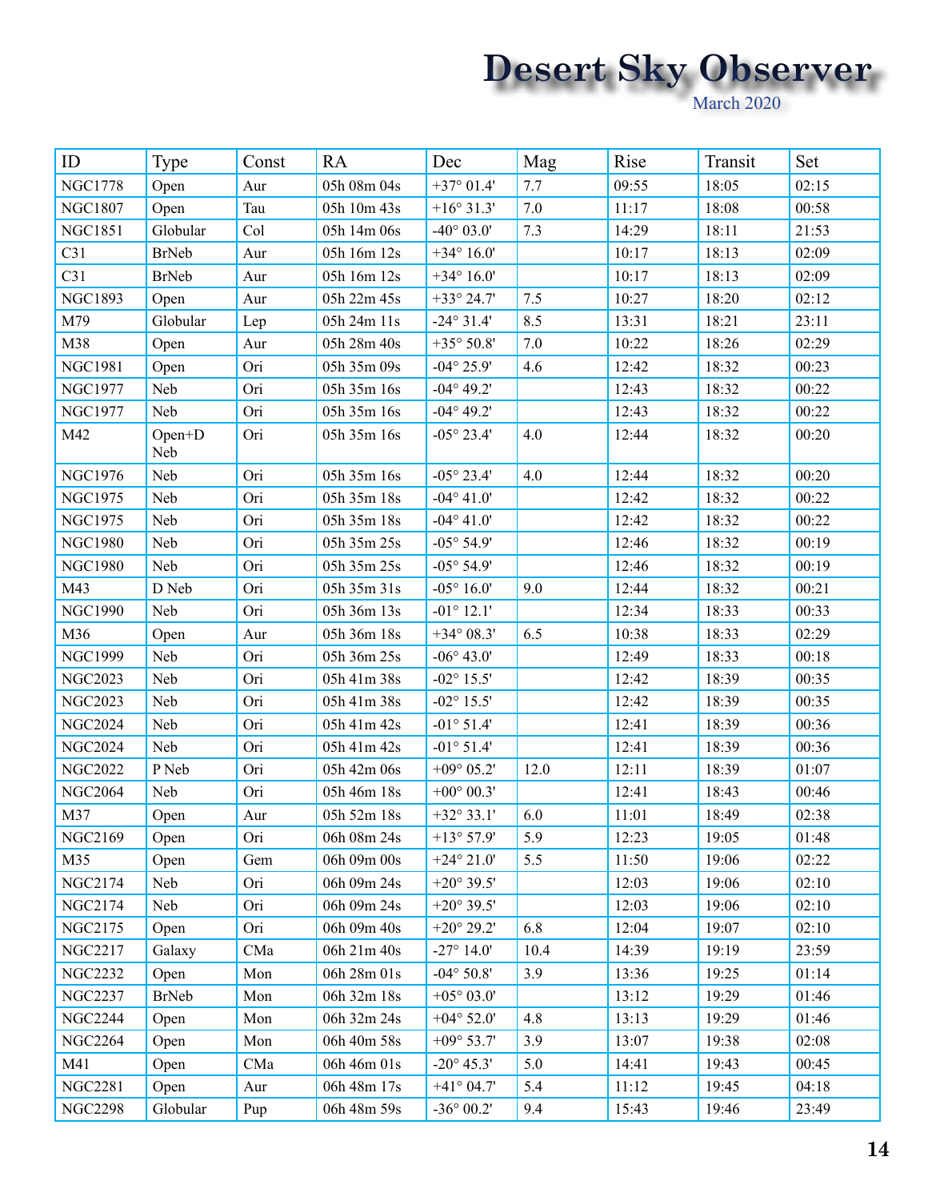| ID | Type | Const | RA | Dec | Mag | Rise | Transit | Set |
|---|---|---|---|---|---|---|---|---|
| NGC1778 | Open | Aur | 05h 08m 04s | +37° 01.4' | 7.7 | 09:55 | 18:05 | 02:15 |
| NGC1807 | Open | Tau | 05h 10m 43s | +16° 31.3' | 7.0 | 11:17 | 18:08 | 00:58 |
| NGC1851 | Globular | Col | 05h 14m 06s | -40° 03.0' | 7.3 | 14:29 | 18:11 | 21:53 |
| C31 | BrNeb | Aur | 05h 16m 12s | +34° 16.0' | | 10:17 | 18:13 | 02:09 |
| C31 | BrNeb | Aur | 05h 16m 12s | +34° 16.0' | | 10:17 | 18:13 | 02:09 |
| NGC1893 | Open | Aur | 05h 22m 45s | +33° 24.7' | 7.5 | 10:27 | 18:20 | 02:12 |
| M79 | Globular | Lep | 05h 24m 11s | -24° 31.4' | 8.5 | 13:31 | 18:21 | 23:11 |
| M38 | Open | Aur | 05h 28m 40s | +35° 50.8' | 7.0 | 10:22 | 18:26 | 02:29 |
| NGC1981 | Open | Ori | 05h 35m 09s | -04° 25.9' | 4.6 | 12:42 | 18:32 | 00:23 |
| NGC1977 | Neb | Ori | 05h 35m 16s | -04° 49.2' | | 12:43 | 18:32 | 00:22 |
| NGC1977 | Neb | Ori | 05h 35m 16s | -04° 49.2' | | 12:43 | 18:32 | 00:22 |
| M42 | Open+D Neb | Ori | 05h 35m 16s | -05° 23.4' | 4.0 | 12:44 | 18:32 | 00:20 |
| NGC1976 | Neb | Ori | 05h 35m 16s | -05° 23.4' | 4.0 | 12:44 | 18:32 | 00:20 |
| NGC1975 | Neb | Ori | 05h 35m 18s | -04° 41.0' | | 12:42 | 18:32 | 00:22 |
| NGC1975 | Neb | Ori | 05h 35m 18s | -04° 41.0' | | 12:42 | 18:32 | 00:22 |
| NGC1980 | Neb | Ori | 05h 35m 25s | -05° 54.9' | | 12:46 | 18:32 | 00:19 |
| NGC1980 | Neb | Ori | 05h 35m 25s | -05° 54.9' | | 12:46 | 18:32 | 00:19 |
| M43 | D Neb | Ori | 05h 35m 31s | -05° 16.0' | 9.0 | 12:44 | 18:32 | 00:21 |
| NGC1990 | Neb | Ori | 05h 36m 13s | -01° 12.1' | | 12:34 | 18:33 | 00:33 |
| M36 | Open | Aur | 05h 36m 18s | +34° 08.3' | 6.5 | 10:38 | 18:33 | 02:29 |
| NGC1999 | Neb | Ori | 05h 36m 25s | -06° 43.0' | | 12:49 | 18:33 | 00:18 |
| NGC2023 | Neb | Ori | 05h 41m 38s | -02° 15.5' | | 12:42 | 18:39 | 00:35 |
| NGC2023 | Neb | Ori | 05h 41m 38s | -02° 15.5' | | 12:42 | 18:39 | 00:35 |
| NGC2024 | Neb | Ori | 05h 41m 42s | -01° 51.4' | | 12:41 | 18:39 | 00:36 |
| NGC2024 | Neb | Ori | 05h 41m 42s | -01° 51.4' | | 12:41 | 18:39 | 00:36 |
| NGC2022 | P Neb | Ori | 05h 42m 06s | +09° 05.2' | 12.0 | 12:11 | 18:39 | 01:07 |
| NGC2064 | Neb | Ori | 05h 46m 18s | +00° 00.3' | | 12:41 | 18:43 | 00:46 |
| M37 | Open | Aur | 05h 52m 18s | +32° 33.1' | 6.0 | 11:01 | 18:49 | 02:38 |
| NGC2169 | Open | Ori | 06h 08m 24s | +13° 57.9' | 5.9 | 12:23 | 19:05 | 01:48 |
| M35 | Open | Gem | 06h 09m 00s | +24° 21.0' | 5.5 | 11:50 | 19:06 | 02:22 |
| NGC2174 | Neb | Ori | 06h 09m 24s | +20° 39.5' | | 12:03 | 19:06 | 02:10 |
| NGC2174 | Neb | Ori | 06h 09m 24s | +20° 39.5' | | 12:03 | 19:06 | 02:10 |
| NGC2175 | Open | Ori | 06h 09m 40s | +20° 29.2' | 6.8 | 12:04 | 19:07 | 02:10 |
| NGC2217 | Galaxy | CMa | 06h 21m 40s | -27° 14.0' | 10.4 | 14:39 | 19:19 | 23:59 |
| NGC2232 | Open | Mon | 06h 28m 01s | -04° 50.8' | 3.9 | 13:36 | 19:25 | 01:14 |
| NGC2237 | BrNeb | Mon | 06h 32m 18s | +05° 03.0' | | 13:12 | 19:29 | 01:46 |
| NGC2244 | Open | Mon | 06h 32m 24s | +04° 52.0' | 4.8 | 13:13 | 19:29 | 01:46 |
| NGC2264 | Open | Mon | 06h 40m 58s | +09° 53.7' | 3.9 | 13:07 | 19:38 | 02:08 |
| M41 | Open | CMa | 06h 46m 01s | -20° 45.3' | 5.0 | 14:41 | 19:43 | 00:45 |
| NGC2281 | Open | Aur | 06h 48m 17s | +41° 04.7' | 5.4 | 11:12 | 19:45 | 04:18 |
| NGC2298 | Globular | Pup | 06h 48m 59s | -36° 00.2' | 9.4 | 15:43 | 19:46 | 23:49 |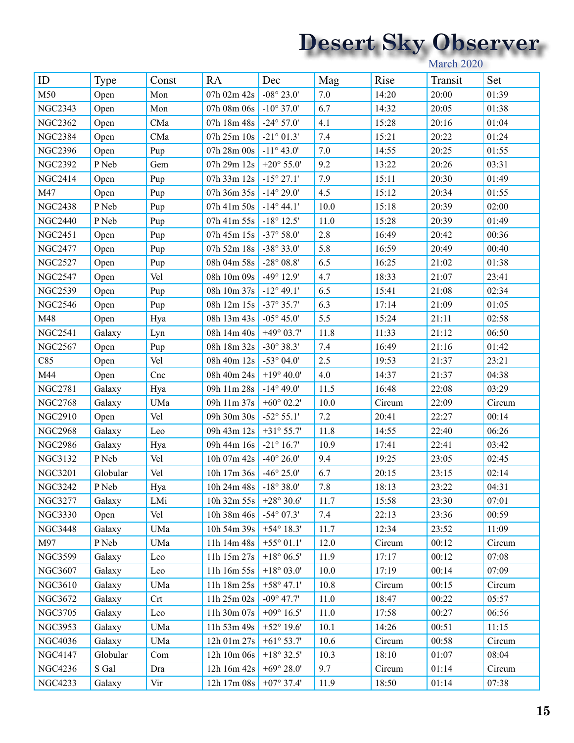| ID | Type | Const | RA | Dec | Mag | Rise | Transit | Set |
|---|---|---|---|---|---|---|---|---|
| M50 | Open | Mon | 07h 02m 42s | -08° 23.0' | 7.0 | 14:20 | 20:00 | 01:39 |
| NGC2343 | Open | Mon | 07h 08m 06s | -10° 37.0' | 6.7 | 14:32 | 20:05 | 01:38 |
| NGC2362 | Open | CMa | 07h 18m 48s | -24° 57.0' | 4.1 | 15:28 | 20:16 | 01:04 |
| NGC2384 | Open | CMa | 07h 25m 10s | -21° 01.3' | 7.4 | 15:21 | 20:22 | 01:24 |
| NGC2396 | Open | Pup | 07h 28m 00s | -11° 43.0' | 7.0 | 14:55 | 20:25 | 01:55 |
| NGC2392 | P Neb | Gem | 07h 29m 12s | +20° 55.0' | 9.2 | 13:22 | 20:26 | 03:31 |
| NGC2414 | Open | Pup | 07h 33m 12s | -15° 27.1' | 7.9 | 15:11 | 20:30 | 01:49 |
| M47 | Open | Pup | 07h 36m 35s | -14° 29.0' | 4.5 | 15:12 | 20:34 | 01:55 |
| NGC2438 | P Neb | Pup | 07h 41m 50s | -14° 44.1' | 10.0 | 15:18 | 20:39 | 02:00 |
| NGC2440 | P Neb | Pup | 07h 41m 55s | -18° 12.5' | 11.0 | 15:28 | 20:39 | 01:49 |
| NGC2451 | Open | Pup | 07h 45m 15s | -37° 58.0' | 2.8 | 16:49 | 20:42 | 00:36 |
| NGC2477 | Open | Pup | 07h 52m 18s | -38° 33.0' | 5.8 | 16:59 | 20:49 | 00:40 |
| NGC2527 | Open | Pup | 08h 04m 58s | -28° 08.8' | 6.5 | 16:25 | 21:02 | 01:38 |
| NGC2547 | Open | Vel | 08h 10m 09s | -49° 12.9' | 4.7 | 18:33 | 21:07 | 23:41 |
| NGC2539 | Open | Pup | 08h 10m 37s | -12° 49.1' | 6.5 | 15:41 | 21:08 | 02:34 |
| NGC2546 | Open | Pup | 08h 12m 15s | -37° 35.7' | 6.3 | 17:14 | 21:09 | 01:05 |
| M48 | Open | Hya | 08h 13m 43s | -05° 45.0' | 5.5 | 15:24 | 21:11 | 02:58 |
| NGC2541 | Galaxy | Lyn | 08h 14m 40s | +49° 03.7' | 11.8 | 11:33 | 21:12 | 06:50 |
| NGC2567 | Open | Pup | 08h 18m 32s | -30° 38.3' | 7.4 | 16:49 | 21:16 | 01:42 |
| C85 | Open | Vel | 08h 40m 12s | -53° 04.0' | 2.5 | 19:53 | 21:37 | 23:21 |
| M44 | Open | Cnc | 08h 40m 24s | +19° 40.0' | 4.0 | 14:37 | 21:37 | 04:38 |
| NGC2781 | Galaxy | Hya | 09h 11m 28s | -14° 49.0' | 11.5 | 16:48 | 22:08 | 03:29 |
| NGC2768 | Galaxy | UMa | 09h 11m 37s | +60° 02.2' | 10.0 | Circum | 22:09 | Circum |
| NGC2910 | Open | Vel | 09h 30m 30s | -52° 55.1' | 7.2 | 20:41 | 22:27 | 00:14 |
| NGC2968 | Galaxy | Leo | 09h 43m 12s | +31° 55.7' | 11.8 | 14:55 | 22:40 | 06:26 |
| NGC2986 | Galaxy | Hya | 09h 44m 16s | -21° 16.7' | 10.9 | 17:41 | 22:41 | 03:42 |
| NGC3132 | P Neb | Vel | 10h 07m 42s | -40° 26.0' | 9.4 | 19:25 | 23:05 | 02:45 |
| NGC3201 | Globular | Vel | 10h 17m 36s | -46° 25.0' | 6.7 | 20:15 | 23:15 | 02:14 |
| NGC3242 | P Neb | Hya | 10h 24m 48s | -18° 38.0' | 7.8 | 18:13 | 23:22 | 04:31 |
| NGC3277 | Galaxy | LMi | 10h 32m 55s | +28° 30.6' | 11.7 | 15:58 | 23:30 | 07:01 |
| NGC3330 | Open | Vel | 10h 38m 46s | -54° 07.3' | 7.4 | 22:13 | 23:36 | 00:59 |
| NGC3448 | Galaxy | UMa | 10h 54m 39s | +54° 18.3' | 11.7 | 12:34 | 23:52 | 11:09 |
| M97 | P Neb | UMa | 11h 14m 48s | +55° 01.1' | 12.0 | Circum | 00:12 | Circum |
| NGC3599 | Galaxy | Leo | 11h 15m 27s | +18° 06.5' | 11.9 | 17:17 | 00:12 | 07:08 |
| NGC3607 | Galaxy | Leo | 11h 16m 55s | +18° 03.0' | 10.0 | 17:19 | 00:14 | 07:09 |
| NGC3610 | Galaxy | UMa | 11h 18m 25s | +58° 47.1' | 10.8 | Circum | 00:15 | Circum |
| NGC3672 | Galaxy | Crt | 11h 25m 02s | -09° 47.7' | 11.0 | 18:47 | 00:22 | 05:57 |
| NGC3705 | Galaxy | Leo | 11h 30m 07s | +09° 16.5' | 11.0 | 17:58 | 00:27 | 06:56 |
| NGC3953 | Galaxy | UMa | 11h 53m 49s | +52° 19.6' | 10.1 | 14:26 | 00:51 | 11:15 |
| NGC4036 | Galaxy | UMa | 12h 01m 27s | +61° 53.7' | 10.6 | Circum | 00:58 | Circum |
| NGC4147 | Globular | Com | 12h 10m 06s | +18° 32.5' | 10.3 | 18:10 | 01:07 | 08:04 |
| NGC4236 | S Gal | Dra | 12h 16m 42s | +69° 28.0' | 9.7 | Circum | 01:14 | Circum |
| NGC4233 | Galaxy | Vir | 12h 17m 08s | +07° 37.4' | 11.9 | 18:50 | 01:14 | 07:38 |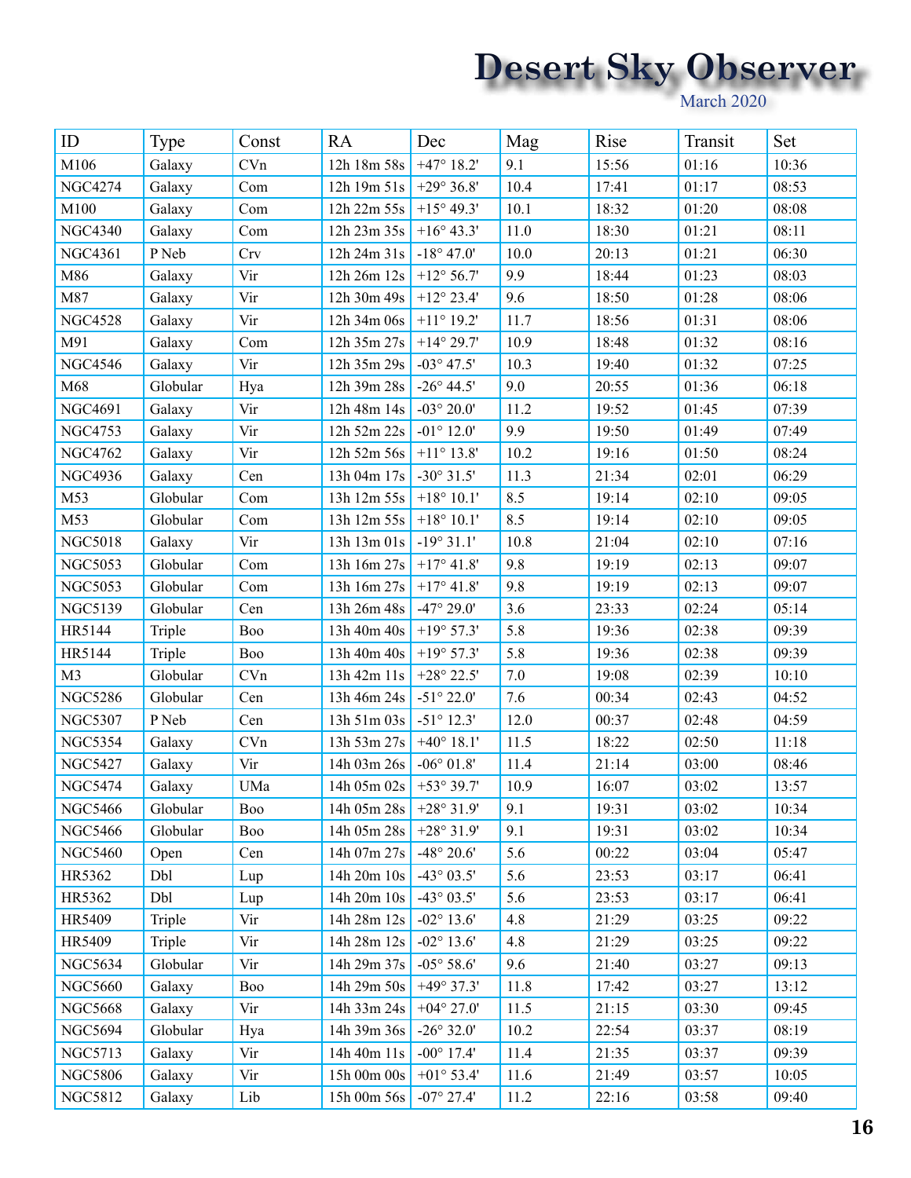| ID | Type | Const | RA | Dec | Mag | Rise | Transit | Set |
|---|---|---|---|---|---|---|---|---|
| M106 | Galaxy | CVn | 12h 18m 58s | +47° 18.2' | 9.1 | 15:56 | 01:16 | 10:36 |
| NGC4274 | Galaxy | Com | 12h 19m 51s | +29° 36.8' | 10.4 | 17:41 | 01:17 | 08:53 |
| M100 | Galaxy | Com | 12h 22m 55s | +15° 49.3' | 10.1 | 18:32 | 01:20 | 08:08 |
| NGC4340 | Galaxy | Com | 12h 23m 35s | +16° 43.3' | 11.0 | 18:30 | 01:21 | 08:11 |
| NGC4361 | P Neb | Crv | 12h 24m 31s | -18° 47.0' | 10.0 | 20:13 | 01:21 | 06:30 |
| M86 | Galaxy | Vir | 12h 26m 12s | +12° 56.7' | 9.9 | 18:44 | 01:23 | 08:03 |
| M87 | Galaxy | Vir | 12h 30m 49s | +12° 23.4' | 9.6 | 18:50 | 01:28 | 08:06 |
| NGC4528 | Galaxy | Vir | 12h 34m 06s | +11° 19.2' | 11.7 | 18:56 | 01:31 | 08:06 |
| M91 | Galaxy | Com | 12h 35m 27s | +14° 29.7' | 10.9 | 18:48 | 01:32 | 08:16 |
| NGC4546 | Galaxy | Vir | 12h 35m 29s | -03° 47.5' | 10.3 | 19:40 | 01:32 | 07:25 |
| M68 | Globular | Hya | 12h 39m 28s | -26° 44.5' | 9.0 | 20:55 | 01:36 | 06:18 |
| NGC4691 | Galaxy | Vir | 12h 48m 14s | -03° 20.0' | 11.2 | 19:52 | 01:45 | 07:39 |
| NGC4753 | Galaxy | Vir | 12h 52m 22s | -01° 12.0' | 9.9 | 19:50 | 01:49 | 07:49 |
| NGC4762 | Galaxy | Vir | 12h 52m 56s | +11° 13.8' | 10.2 | 19:16 | 01:50 | 08:24 |
| NGC4936 | Galaxy | Cen | 13h 04m 17s | -30° 31.5' | 11.3 | 21:34 | 02:01 | 06:29 |
| M53 | Globular | Com | 13h 12m 55s | +18° 10.1' | 8.5 | 19:14 | 02:10 | 09:05 |
| M53 | Globular | Com | 13h 12m 55s | +18° 10.1' | 8.5 | 19:14 | 02:10 | 09:05 |
| NGC5018 | Galaxy | Vir | 13h 13m 01s | -19° 31.1' | 10.8 | 21:04 | 02:10 | 07:16 |
| NGC5053 | Globular | Com | 13h 16m 27s | +17° 41.8' | 9.8 | 19:19 | 02:13 | 09:07 |
| NGC5053 | Globular | Com | 13h 16m 27s | +17° 41.8' | 9.8 | 19:19 | 02:13 | 09:07 |
| NGC5139 | Globular | Cen | 13h 26m 48s | -47° 29.0' | 3.6 | 23:33 | 02:24 | 05:14 |
| HR5144 | Triple | Boo | 13h 40m 40s | +19° 57.3' | 5.8 | 19:36 | 02:38 | 09:39 |
| HR5144 | Triple | Boo | 13h 40m 40s | +19° 57.3' | 5.8 | 19:36 | 02:38 | 09:39 |
| M3 | Globular | CVn | 13h 42m 11s | +28° 22.5' | 7.0 | 19:08 | 02:39 | 10:10 |
| NGC5286 | Globular | Cen | 13h 46m 24s | -51° 22.0' | 7.6 | 00:34 | 02:43 | 04:52 |
| NGC5307 | P Neb | Cen | 13h 51m 03s | -51° 12.3' | 12.0 | 00:37 | 02:48 | 04:59 |
| NGC5354 | Galaxy | CVn | 13h 53m 27s | +40° 18.1' | 11.5 | 18:22 | 02:50 | 11:18 |
| NGC5427 | Galaxy | Vir | 14h 03m 26s | -06° 01.8' | 11.4 | 21:14 | 03:00 | 08:46 |
| NGC5474 | Galaxy | UMa | 14h 05m 02s | +53° 39.7' | 10.9 | 16:07 | 03:02 | 13:57 |
| NGC5466 | Globular | Boo | 14h 05m 28s | +28° 31.9' | 9.1 | 19:31 | 03:02 | 10:34 |
| NGC5466 | Globular | Boo | 14h 05m 28s | +28° 31.9' | 9.1 | 19:31 | 03:02 | 10:34 |
| NGC5460 | Open | Cen | 14h 07m 27s | -48° 20.6' | 5.6 | 00:22 | 03:04 | 05:47 |
| HR5362 | Dbl | Lup | 14h 20m 10s | -43° 03.5' | 5.6 | 23:53 | 03:17 | 06:41 |
| HR5362 | Dbl | Lup | 14h 20m 10s | -43° 03.5' | 5.6 | 23:53 | 03:17 | 06:41 |
| HR5409 | Triple | Vir | 14h 28m 12s | -02° 13.6' | 4.8 | 21:29 | 03:25 | 09:22 |
| HR5409 | Triple | Vir | 14h 28m 12s | -02° 13.6' | 4.8 | 21:29 | 03:25 | 09:22 |
| NGC5634 | Globular | Vir | 14h 29m 37s | -05° 58.6' | 9.6 | 21:40 | 03:27 | 09:13 |
| NGC5660 | Galaxy | Boo | 14h 29m 50s | +49° 37.3' | 11.8 | 17:42 | 03:27 | 13:12 |
| NGC5668 | Galaxy | Vir | 14h 33m 24s | +04° 27.0' | 11.5 | 21:15 | 03:30 | 09:45 |
| NGC5694 | Globular | Hya | 14h 39m 36s | -26° 32.0' | 10.2 | 22:54 | 03:37 | 08:19 |
| NGC5713 | Galaxy | Vir | 14h 40m 11s | -00° 17.4' | 11.4 | 21:35 | 03:37 | 09:39 |
| NGC5806 | Galaxy | Vir | 15h 00m 00s | +01° 53.4' | 11.6 | 21:49 | 03:57 | 10:05 |
| NGC5812 | Galaxy | Lib | 15h 00m 56s | -07° 27.4' | 11.2 | 22:16 | 03:58 | 09:40 |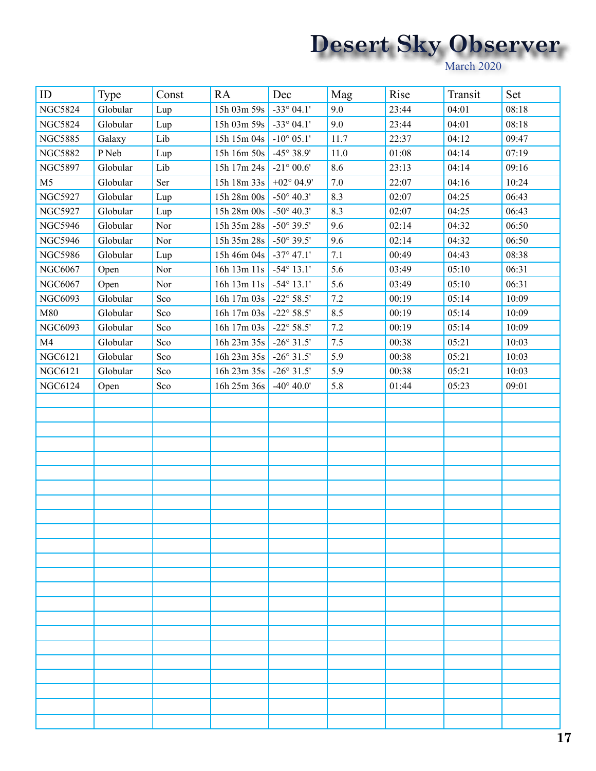| ID | Type | Const | RA | Dec | Mag | Rise | Transit | Set |
|---|---|---|---|---|---|---|---|---|
| NGC5824 | Globular | Lup | 15h 03m 59s | -33° 04.1' | 9.0 | 23:44 | 04:01 | 08:18 |
| NGC5824 | Globular | Lup | 15h 03m 59s | -33° 04.1' | 9.0 | 23:44 | 04:01 | 08:18 |
| NGC5885 | Galaxy | Lib | 15h 15m 04s | -10° 05.1' | 11.7 | 22:37 | 04:12 | 09:47 |
| NGC5882 | P Neb | Lup | 15h 16m 50s | -45° 38.9' | 11.0 | 01:08 | 04:14 | 07:19 |
| NGC5897 | Globular | Lib | 15h 17m 24s | -21° 00.6' | 8.6 | 23:13 | 04:14 | 09:16 |
| M5 | Globular | Ser | 15h 18m 33s | +02° 04.9' | 7.0 | 22:07 | 04:16 | 10:24 |
| NGC5927 | Globular | Lup | 15h 28m 00s | -50° 40.3' | 8.3 | 02:07 | 04:25 | 06:43 |
| NGC5927 | Globular | Lup | 15h 28m 00s | -50° 40.3' | 8.3 | 02:07 | 04:25 | 06:43 |
| NGC5946 | Globular | Nor | 15h 35m 28s | -50° 39.5' | 9.6 | 02:14 | 04:32 | 06:50 |
| NGC5946 | Globular | Nor | 15h 35m 28s | -50° 39.5' | 9.6 | 02:14 | 04:32 | 06:50 |
| NGC5986 | Globular | Lup | 15h 46m 04s | -37° 47.1' | 7.1 | 00:49 | 04:43 | 08:38 |
| NGC6067 | Open | Nor | 16h 13m 11s | -54° 13.1' | 5.6 | 03:49 | 05:10 | 06:31 |
| NGC6067 | Open | Nor | 16h 13m 11s | -54° 13.1' | 5.6 | 03:49 | 05:10 | 06:31 |
| NGC6093 | Globular | Sco | 16h 17m 03s | -22° 58.5' | 7.2 | 00:19 | 05:14 | 10:09 |
| M80 | Globular | Sco | 16h 17m 03s | -22° 58.5' | 8.5 | 00:19 | 05:14 | 10:09 |
| NGC6093 | Globular | Sco | 16h 17m 03s | -22° 58.5' | 7.2 | 00:19 | 05:14 | 10:09 |
| M4 | Globular | Sco | 16h 23m 35s | -26° 31.5' | 7.5 | 00:38 | 05:21 | 10:03 |
| NGC6121 | Globular | Sco | 16h 23m 35s | -26° 31.5' | 5.9 | 00:38 | 05:21 | 10:03 |
| NGC6121 | Globular | Sco | 16h 23m 35s | -26° 31.5' | 5.9 | 00:38 | 05:21 | 10:03 |
| NGC6124 | Open | Sco | 16h 25m 36s | -40° 40.0' | 5.8 | 01:44 | 05:23 | 09:01 |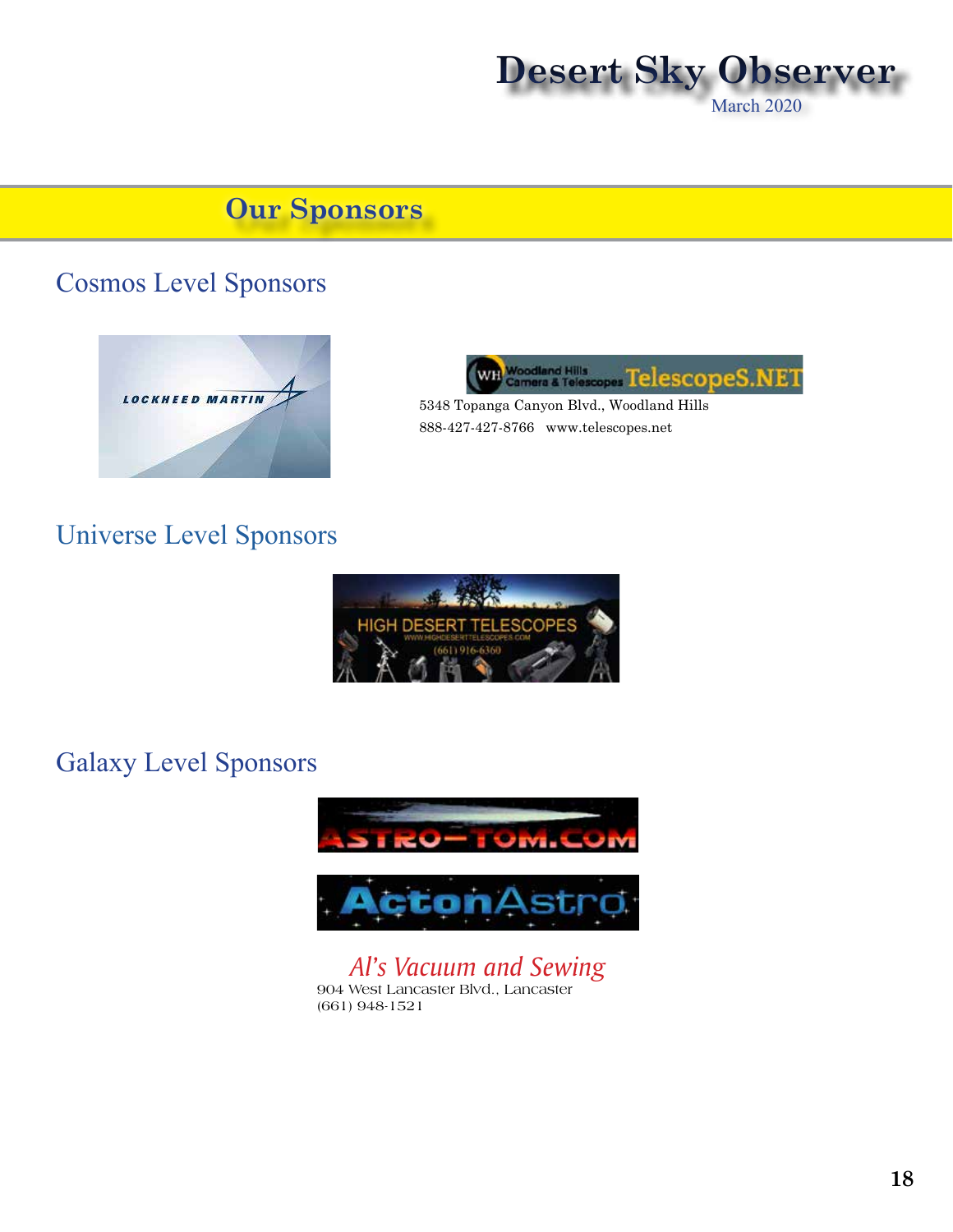## Our Sponsors

### Cosmos Level Sponsors

5348 Topanga Canyon Blvd., Woodland Hills
888-427-427-8766 www.telescopes.net

### Universe Level Sponsors

### Galaxy Level Sponsors

*Al's Vacuum and Sewing*
904 West Lancaster Blvd., Lancaster
(661) 948-1521